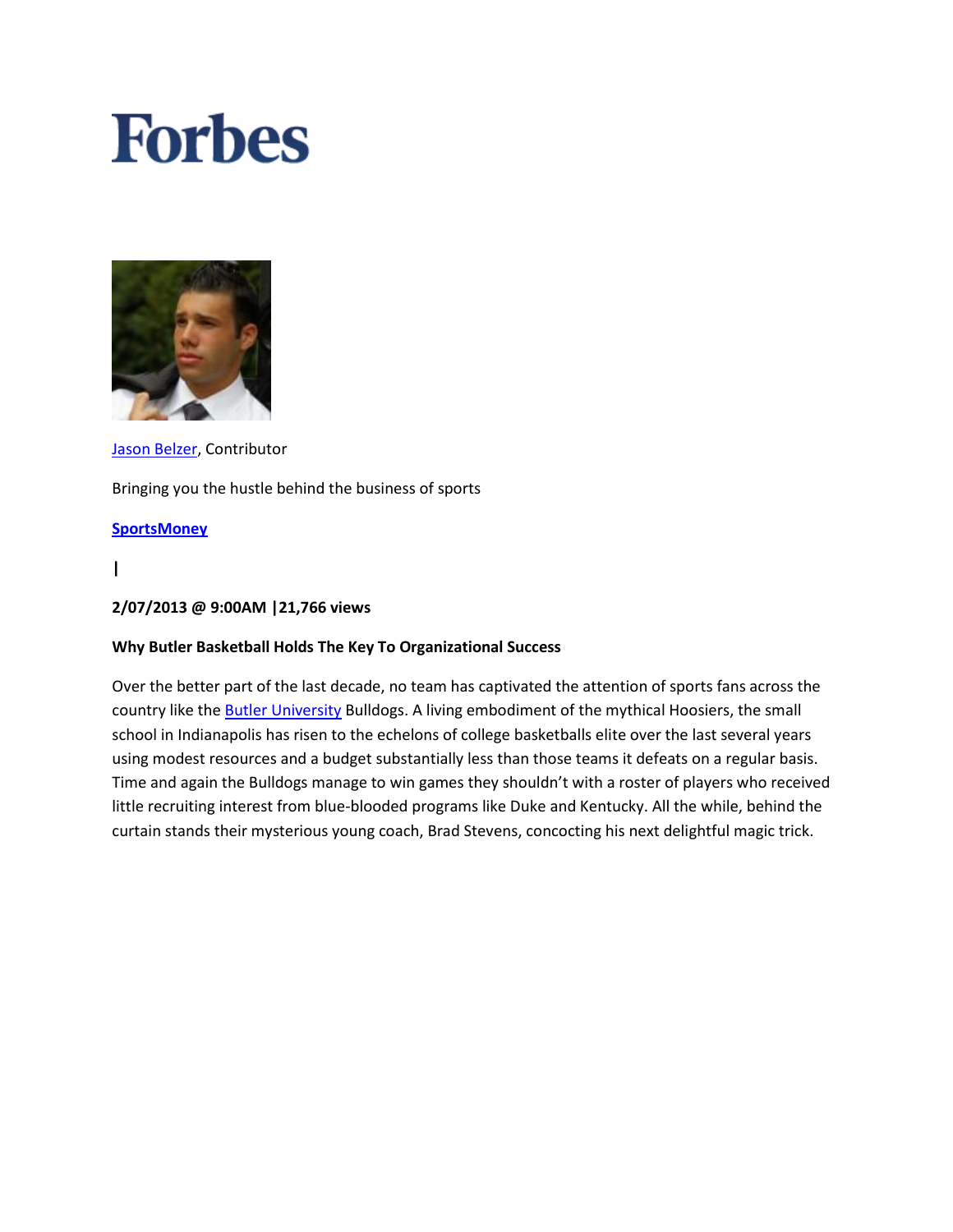# Forbes

Jason Belzer, Contributor

Bringing you the hustle behind the business of sports

**SportsMoney**

**|**

**2/07/2013 @ 9:00AM |21,766 views**

**Why Butler Basketball Holds The Key To Organizational Success**

Over the better part of the last decade, no team has captivated the attention of sports fans across the country like the Butler University Bulldogs. A living embodiment of the mythical Hoosiers, the small school in Indianapolis has risen to the echelons of college basketballs elite over the last several years using modest resources and a budget substantially less than those teams it defeats on a regular basis. Time and again the Bulldogs manage to win games they shouldn't with a roster of players who received little recruiting interest from blue-blooded programs like Duke and Kentucky. All the while, behind the curtain stands their mysterious young coach, Brad Stevens, concocting his next delightful magic trick.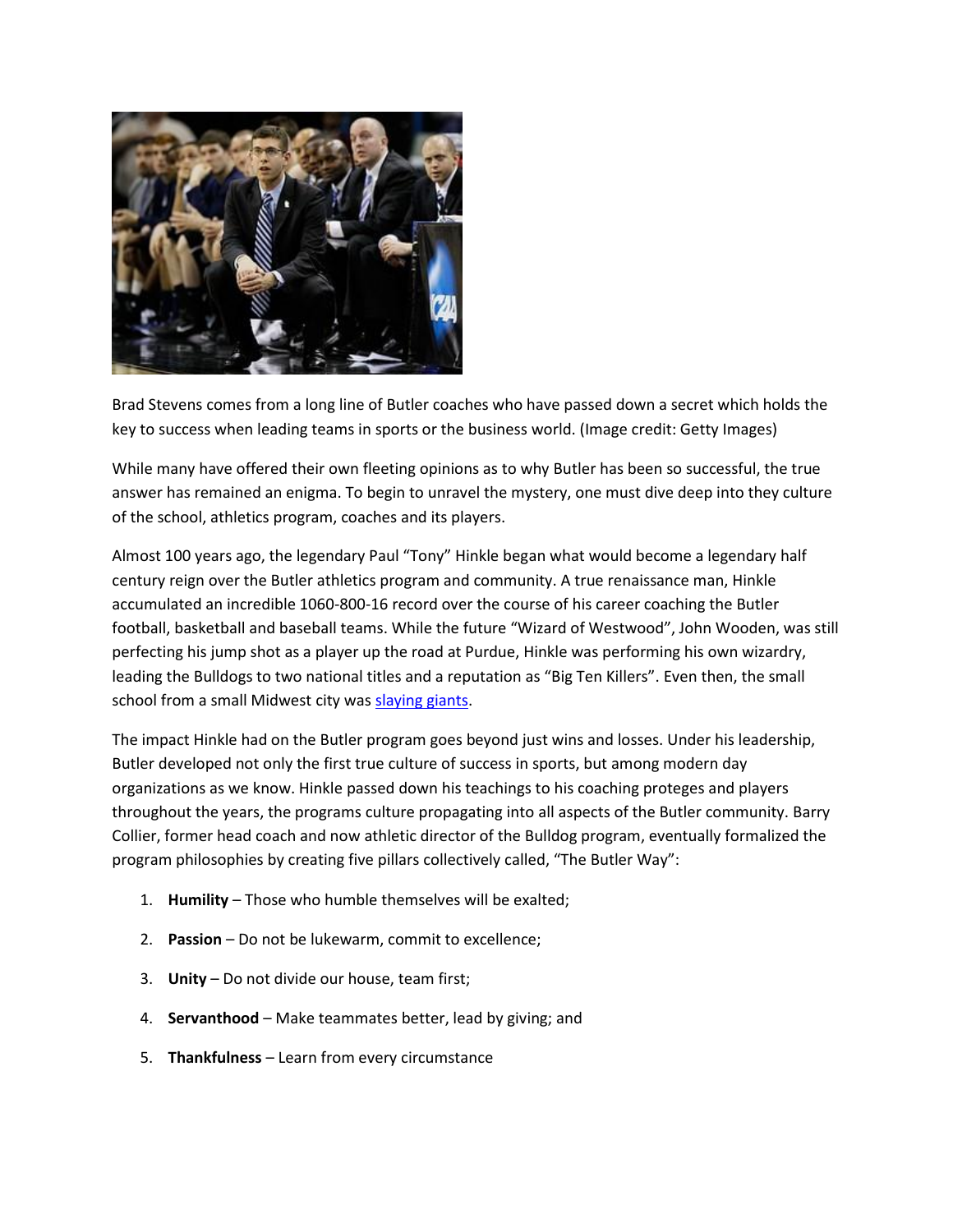Brad Stevens comes from a long line of Butler coaches who have passed down a secret which holds the key to success when leading teams in sports or the business world. (Image credit: Getty Images)

While many have offered their own fleeting opinions as to why Butler has been so successful, the true answer has remained an enigma. To begin to unravel the mystery, one must dive deep into they culture of the school, athletics program, coaches and its players.

Almost 100 years ago, the legendary Paul "Tony" Hinkle began what would become a legendary half century reign over the Butler athletics program and community. A true renaissance man, Hinkle accumulated an incredible 1060-800-16 record over the course of his career coaching the Butler football, basketball and baseball teams. While the future "Wizard of Westwood", John Wooden, was still perfecting his jump shot as a player up the road at Purdue, Hinkle was performing his own wizardry, leading the Bulldogs to two national titles and a reputation as "Big Ten Killers". Even then, the small school from a small Midwest city was slaying giants.

The impact Hinkle had on the Butler program goes beyond just wins and losses. Under his leadership, Butler developed not only the first true culture of success in sports, but among modern day organizations as we know. Hinkle passed down his teachings to his coaching proteges and players throughout the years, the programs culture propagating into all aspects of the Butler community. Barry Collier, former head coach and now athletic director of the Bulldog program, eventually formalized the program philosophies by creating five pillars collectively called, "The Butler Way":

1. **Humility** – Those who humble themselves will be exalted;
2. **Passion** – Do not be lukewarm, commit to excellence;
3. **Unity** – Do not divide our house, team first;
4. **Servanthood** – Make teammates better, lead by giving; and
5. **Thankfulness** – Learn from every circumstance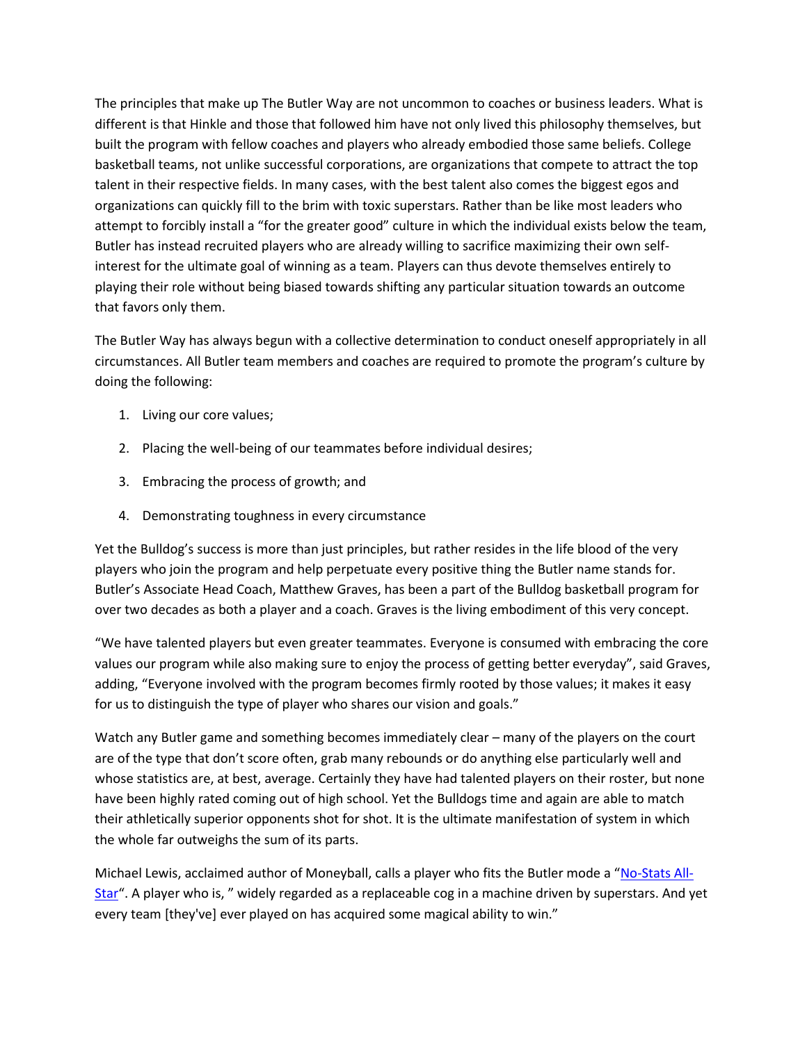The principles that make up The Butler Way are not uncommon to coaches or business leaders. What is different is that Hinkle and those that followed him have not only lived this philosophy themselves, but built the program with fellow coaches and players who already embodied those same beliefs. College basketball teams, not unlike successful corporations, are organizations that compete to attract the top talent in their respective fields. In many cases, with the best talent also comes the biggest egos and organizations can quickly fill to the brim with toxic superstars. Rather than be like most leaders who attempt to forcibly install a "for the greater good" culture in which the individual exists below the team, Butler has instead recruited players who are already willing to sacrifice maximizing their own self-interest for the ultimate goal of winning as a team. Players can thus devote themselves entirely to playing their role without being biased towards shifting any particular situation towards an outcome that favors only them.

The Butler Way has always begun with a collective determination to conduct oneself appropriately in all circumstances. All Butler team members and coaches are required to promote the program's culture by doing the following:

1. Living our core values;
2. Placing the well-being of our teammates before individual desires;
3. Embracing the process of growth; and
4. Demonstrating toughness in every circumstance

Yet the Bulldog's success is more than just principles, but rather resides in the life blood of the very players who join the program and help perpetuate every positive thing the Butler name stands for. Butler's Associate Head Coach, Matthew Graves, has been a part of the Bulldog basketball program for over two decades as both a player and a coach. Graves is the living embodiment of this very concept.

"We have talented players but even greater teammates. Everyone is consumed with embracing the core values our program while also making sure to enjoy the process of getting better everyday", said Graves, adding, "Everyone involved with the program becomes firmly rooted by those values; it makes it easy for us to distinguish the type of player who shares our vision and goals."

Watch any Butler game and something becomes immediately clear – many of the players on the court are of the type that don't score often, grab many rebounds or do anything else particularly well and whose statistics are, at best, average. Certainly they have had talented players on their roster, but none have been highly rated coming out of high school. Yet the Bulldogs time and again are able to match their athletically superior opponents shot for shot. It is the ultimate manifestation of system in which the whole far outweighs the sum of its parts.

Michael Lewis, acclaimed author of Moneyball, calls a player who fits the Butler mode a "No-Stats All-Star". A player who is, " widely regarded as a replaceable cog in a machine driven by superstars. And yet every team [they've] ever played on has acquired some magical ability to win."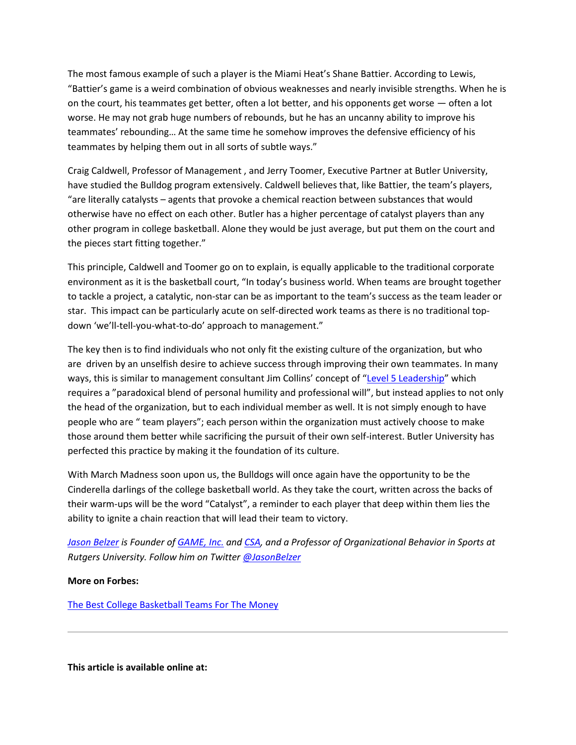The most famous example of such a player is the Miami Heat's Shane Battier. According to Lewis, "Battier's game is a weird combination of obvious weaknesses and nearly invisible strengths. When he is on the court, his teammates get better, often a lot better, and his opponents get worse — often a lot worse. He may not grab huge numbers of rebounds, but he has an uncanny ability to improve his teammates' rebounding… At the same time he somehow improves the defensive efficiency of his teammates by helping them out in all sorts of subtle ways."

Craig Caldwell, Professor of Management , and Jerry Toomer, Executive Partner at Butler University, have studied the Bulldog program extensively. Caldwell believes that, like Battier, the team's players, "are literally catalysts – agents that provoke a chemical reaction between substances that would otherwise have no effect on each other. Butler has a higher percentage of catalyst players than any other program in college basketball. Alone they would be just average, but put them on the court and the pieces start fitting together."

This principle, Caldwell and Toomer go on to explain, is equally applicable to the traditional corporate environment as it is the basketball court, "In today's business world. When teams are brought together to tackle a project, a catalytic, non-star can be as important to the team's success as the team leader or star. This impact can be particularly acute on self-directed work teams as there is no traditional top-down 'we'll-tell-you-what-to-do' approach to management."

The key then is to find individuals who not only fit the existing culture of the organization, but who are driven by an unselfish desire to achieve success through improving their own teammates. In many ways, this is similar to management consultant Jim Collins' concept of "[Level 5 Leadership]" which requires a "paradoxical blend of personal humility and professional will", but instead applies to not only the head of the organization, but to each individual member as well. It is not simply enough to have people who are " team players"; each person within the organization must actively choose to make those around them better while sacrificing the pursuit of their own self-interest. Butler University has perfected this practice by making it the foundation of its culture.

With March Madness soon upon us, the Bulldogs will once again have the opportunity to be the Cinderella darlings of the college basketball world. As they take the court, written across the backs of their warm-ups will be the word "Catalyst", a reminder to each player that deep within them lies the ability to ignite a chain reaction that will lead their team to victory.

*Jason Belzer is Founder of GAME, Inc. and CSA, and a Professor of Organizational Behavior in Sports at Rutgers University. Follow him on Twitter @JasonBelzer*

**More on Forbes:**

The Best College Basketball Teams For The Money

---

**This article is available online at:**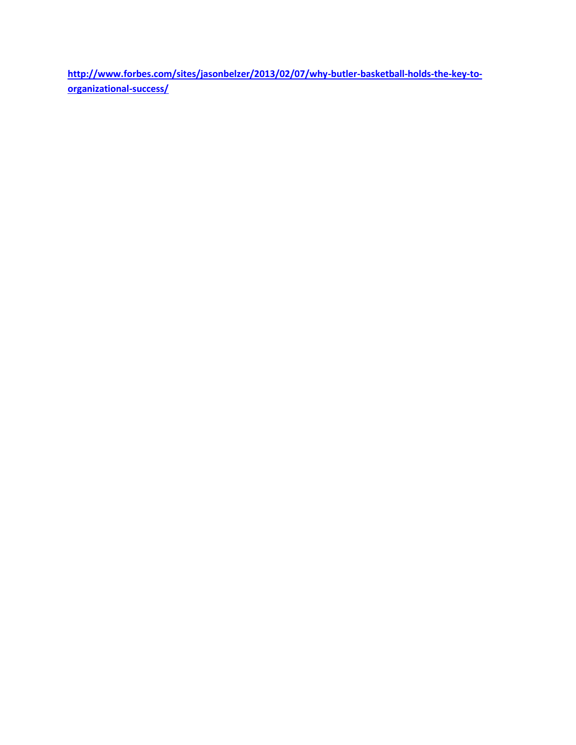**[http://www.forbes.com/sites/jasonbelzer/2013/02/07/why-butler-basketball-holds-the-key-to-organizational-success/](http://www.forbes.com/sites/jasonbelzer/2013/02/07/why-butler-basketball-holds-the-key-to-organizational-success/)**